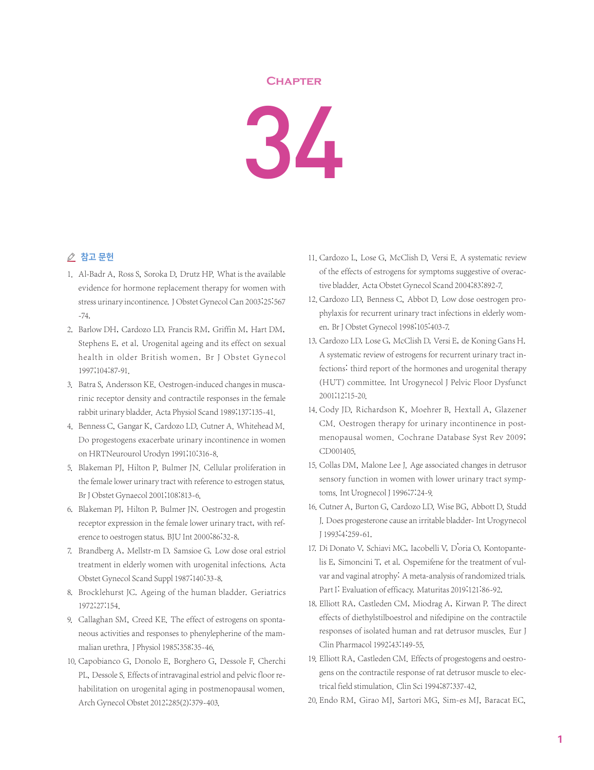# Chapter

# 34

## 참고 문헌

1. Al-Badr A, Ross S, Soroka D, Drutz HP. What is the available evidence for hormone replacement therapy for women with stress urinary incontinence. J Obstet Gynecol Can 2003;25:567-74.
2. Barlow DH, Cardozo LD, Francis RM, Griffin M, Hart DM, Stephens E, et al. Urogenital ageing and its effect on sexual health in older British women. Br J Obstet Gynecol 1997;104:87-91.
3. Batra S, Andersson KE. Oestrogen-induced changes in muscarinic receptor density and contractile responses in the female rabbit urinary bladder. Acta Physiol Scand 1989;137:135-41.
4. Benness C, Gangar K, Cardozo LD, Cutner A. Whitehead M. Do progestogens exacerbate urinary incontinence in women on HRTNeurourol Urodyn 1991;10:316-8.
5. Blakeman PJ, Hilton P, Bulmer JN. Cellular proliferation in the female lower urinary tract with reference to estrogen status. Br J Obstet Gynaecol 2001;108:813-6.
6. Blakeman PJ, Hilton P, Bulmer JN. Oestrogen and progestin receptor expression in the female lower urinary tract, with reference to oestrogen status. BJU Int 2000;86:32-8.
7. Brandberg A, Mellstr-m D, Samsioe G. Low dose oral estriol treatment in elderly women with urogenital infections. Acta Obstet Gynecol Scand Suppl 1987;140:33-8.
8. Brocklehurst JC. Ageing of the human bladder. Geriatrics 1972;27:154.
9. Callaghan SM, Creed KE. The effect of estrogens on spontaneous activities and responses to phenylepherine of the mammalian urethra. J Physiol 1985;358:35-46.
10. Capobianco G, Donolo E, Borghero G, Dessole F, Cherchi PL, Dessole S. Effects of intravaginal estriol and pelvic floor rehabilitation on urogenital aging in postmenopausal women. Arch Gynecol Obstet 2012;285(2):379-403.
11. Cardozo L, Lose G, McClish D, Versi E. A systematic review of the effects of estrogens for symptoms suggestive of overactive bladder. Acta Obstet Gynecol Scand 2004;83:892-7.
12. Cardozo LD, Benness C, Abbot D. Low dose oestrogen prophylaxis for recurrent urinary tract infections in elderly women. Br J Obstet Gynecol 1998;105:403-7.
13. Cardozo LD, Lose G, McClish D, Versi E, de Koning Gans H. A systematic review of estrogens for recurrent urinary tract infections: third report of the hormones and urogenital therapy (HUT) committee. Int Urogynecol J Pelvic Floor Dysfunct 2001;12:15-20.
14. Cody JD, Richardson K, Moehrer B, Hextall A, Glazener CM. Oestrogen therapy for urinary incontinence in postmenopausal women. Cochrane Database Syst Rev 2009;CD001405.
15. Collas DM, Malone Lee J. Age associated changes in detrusor sensory function in women with lower urinary tract symptoms. Int Urognecol J 1996;7:24-9.
16. Cutner A, Burton G, Cardozo LD, Wise BG, Abbott D, Studd J. Does progesterone cause an irritable bladder- Int Urogynecol J 1993;4:259-61.
17. Di Donato V, Schiavi MC, Iacobelli V, D'oria O, Kontopantelis E, Simoncini T, et al. Ospemifene for the treatment of vulvar and vaginal atrophy: A meta-analysis of randomized trials. Part I: Evaluation of efficacy. Maturitas 2019;121:86-92.
18. Elliott RA, Castleden CM, Miodrag A, Kirwan P. The direct effects of diethylstilboestrol and nifedipine on the contractile responses of isolated human and rat detrusor muscles. Eur J Clin Pharmacol 1992;43:149-55.
19. Elliott RA, Castleden CM. Effects of progestogens and oestrogens on the contractile response of rat detrusor muscle to electrical field stimulation. Clin Sci 1994;87:337-42.
20. Endo RM, Girao MJ, Sartori MG, Sim-es MJ, Baracat EC,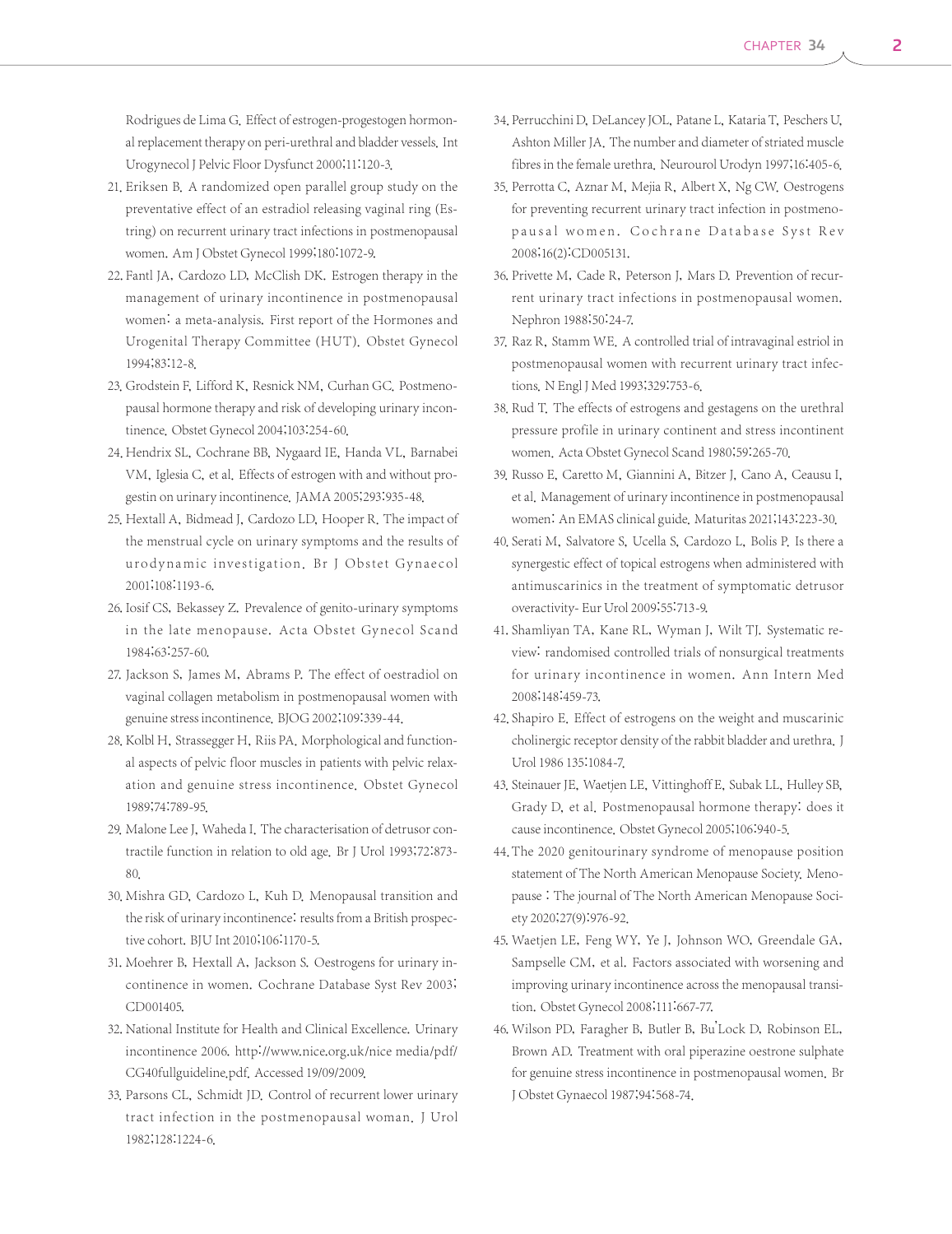Rodrigues de Lima G. Effect of estrogen-progestogen hormonal replacement therapy on peri-urethral and bladder vessels. Int Urogynecol J Pelvic Floor Dysfunct 2000;11:120-3.

21. Eriksen B. A randomized open parallel group study on the preventative effect of an estradiol releasing vaginal ring (Estring) on recurrent urinary tract infections in postmenopausal women. Am J Obstet Gynecol 1999;180:1072-9.
22. Fantl JA, Cardozo LD, McClish DK. Estrogen therapy in the management of urinary incontinence in postmenopausal women: a meta-analysis. First report of the Hormones and Urogenital Therapy Committee (HUT). Obstet Gynecol 1994;83:12-8.
23. Grodstein F, Lifford K, Resnick NM, Curhan GC. Postmenopausal hormone therapy and risk of developing urinary incontinence. Obstet Gynecol 2004;103:254-60.
24. Hendrix SL, Cochrane BB, Nygaard IE, Handa VL, Barnabei VM, Iglesia C, et al. Effects of estrogen with and without progestin on urinary incontinence. JAMA 2005;293:935-48.
25. Hextall A, Bidmead J, Cardozo LD, Hooper R. The impact of the menstrual cycle on urinary symptoms and the results of urodynamic investigation. Br J Obstet Gynaecol 2001;108:1193-6.
26. Iosif CS, Bekassey Z. Prevalence of genito-urinary symptoms in the late menopause. Acta Obstet Gynecol Scand 1984;63:257-60.
27. Jackson S, James M, Abrams P. The effect of oestradiol on vaginal collagen metabolism in postmenopausal women with genuine stress incontinence. BJOG 2002;109:339-44.
28. Kolbl H, Strassegger H, Riis PA. Morphological and functional aspects of pelvic floor muscles in patients with pelvic relaxation and genuine stress incontinence. Obstet Gynecol 1989;74:789-95.
29. Malone Lee J, Waheda I. The characterisation of detrusor contractile function in relation to old age. Br J Urol 1993;72:873-80.
30. Mishra GD, Cardozo L, Kuh D. Menopausal transition and the risk of urinary incontinence: results from a British prospective cohort. BJU Int 2010;106:1170-5.
31. Moehrer B, Hextall A, Jackson S. Oestrogens for urinary incontinence in women. Cochrane Database Syst Rev 2003; CD001405.
32. National Institute for Health and Clinical Excellence. Urinary incontinence 2006. http://www.nice.org.uk/nice media/pdf/CG40fullguideline.pdf. Accessed 19/09/2009.
33. Parsons CL, Schmidt JD. Control of recurrent lower urinary tract infection in the postmenopausal woman. J Urol 1982;128:1224-6.
34. Perrucchini D, DeLancey JOL, Patane L, Kataria T, Peschers U, Ashton Miller JA. The number and diameter of striated muscle fibres in the female urethra. Neurourol Urodyn 1997;16:405-6.
35. Perrotta C, Aznar M, Mejia R, Albert X, Ng CW. Oestrogens for preventing recurrent urinary tract infection in postmenopausal women. Cochrane Database Syst Rev 2008;16(2):CD005131.
36. Privette M, Cade R, Peterson J, Mars D. Prevention of recurrent urinary tract infections in postmenopausal women. Nephron 1988;50:24-7.
37. Raz R, Stamm WE. A controlled trial of intravaginal estriol in postmenopausal women with recurrent urinary tract infections. N Engl J Med 1993;329:753-6.
38. Rud T. The effects of estrogens and gestagens on the urethral pressure profile in urinary continent and stress incontinent women. Acta Obstet Gynecol Scand 1980;59:265-70.
39. Russo E, Caretto M, Giannini A, Bitzer J, Cano A, Ceausu I, et al. Management of urinary incontinence in postmenopausal women: An EMAS clinical guide. Maturitas 2021;143:223-30.
40. Serati M, Salvatore S, Ucella S, Cardozo L, Bolis P. Is there a synergestic effect of topical estrogens when administered with antimuscarinics in the treatment of symptomatic detrusor overactivity- Eur Urol 2009;55:713-9.
41. Shamliyan TA, Kane RL, Wyman J, Wilt TJ. Systematic review: randomised controlled trials of nonsurgical treatments for urinary incontinence in women. Ann Intern Med 2008;148:459-73.
42. Shapiro E. Effect of estrogens on the weight and muscarinic cholinergic receptor density of the rabbit bladder and urethra. J Urol 1986 135:1084-7.
43. Steinauer JE, Waetjen LE, Vittinghoff E, Subak LL, Hulley SB, Grady D, et al. Postmenopausal hormone therapy: does it cause incontinence. Obstet Gynecol 2005;106:940-5.
44. The 2020 genitourinary syndrome of menopause position statement of The North American Menopause Society. Menopause : The journal of The North American Menopause Society 2020;27(9):976-92.
45. Waetjen LE, Feng WY, Ye J, Johnson WO, Greendale GA, Sampselle CM, et al. Factors associated with worsening and improving urinary incontinence across the menopausal transition. Obstet Gynecol 2008;111:667-77.
46. Wilson PD, Faragher B, Butler B, Bu'Lock D, Robinson EL, Brown AD. Treatment with oral piperazine oestrone sulphate for genuine stress incontinence in postmenopausal women. Br J Obstet Gynaecol 1987;94:568-74.